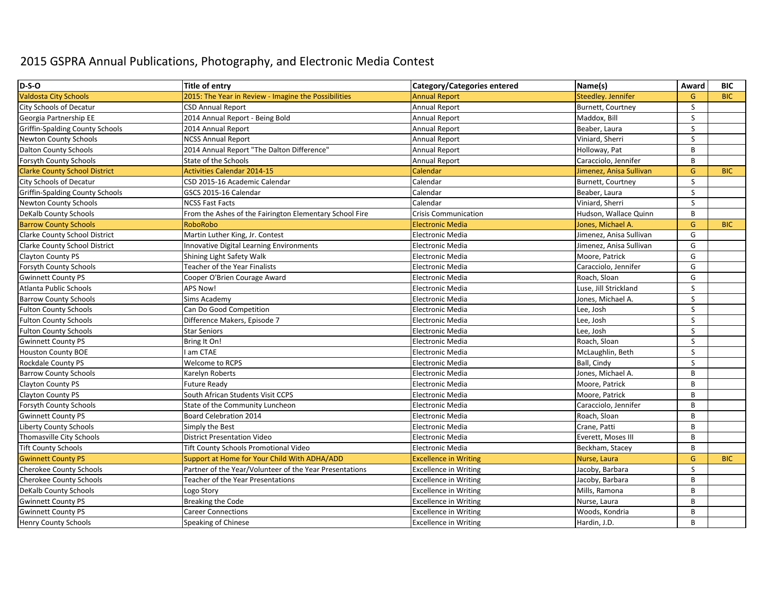# 2015 GSPRA Annual Publications, Photography, and Electronic Media Contest

| D-S-O | Title of entry | Category/Categories entered | Name(s) | Award | BIC |
|---|---|---|---|---|---|
| Valdosta City Schools | 2015: The Year in Review - Imagine the Possibilities | Annual Report | Steedley. Jennifer | G | BIC |
| City Schools of Decatur | CSD Annual Report | Annual Report | Burnett, Courtney | S | |
| Georgia Partnership EE | 2014 Annual Report - Being Bold | Annual Report | Maddox, Bill | S | |
| Griffin-Spalding County Schools | 2014 Annual Report | Annual Report | Beaber, Laura | S | |
| Newton County Schools | NCSS Annual Report | Annual Report | Viniard, Sherri | S | |
| Dalton County Schools | 2014 Annual Report "The Dalton Difference" | Annual Report | Holloway, Pat | B | |
| Forsyth County Schools | State of the Schools | Annual Report | Caracciolo, Jennifer | B | |
| Clarke County School District | Activities Calendar 2014-15 | Calendar | Jimenez, Anisa Sullivan | G | BIC |
| City Schools of Decatur | CSD 2015-16 Academic Calendar | Calendar | Burnett, Courtney | S | |
| Griffin-Spalding County Schools | GSCS 2015-16 Calendar | Calendar | Beaber, Laura | S | |
| Newton County Schools | NCSS Fast Facts | Calendar | Viniard, Sherri | S | |
| DeKalb County Schools | From the Ashes of the Fairington Elementary School Fire | Crisis Communication | Hudson, Wallace Quinn | B | |
| Barrow County Schools | RoboRobo | Electronic Media | Jones, Michael A. | G | BIC |
| Clarke County School District | Martin Luther King, Jr. Contest | Electronic Media | Jimenez, Anisa Sullivan | G | |
| Clarke County School District | Innovative Digital Learning Environments | Electronic Media | Jimenez, Anisa Sullivan | G | |
| Clayton County PS | Shining Light Safety Walk | Electronic Media | Moore, Patrick | G | |
| Forsyth County Schools | Teacher of the Year Finalists | Electronic Media | Caracciolo, Jennifer | G | |
| Gwinnett County PS | Cooper O'Brien Courage Award | Electronic Media | Roach, Sloan | G | |
| Atlanta Public Schools | APS Now! | Electronic Media | Luse, Jill Strickland | S | |
| Barrow County Schools | Sims Academy | Electronic Media | Jones, Michael A. | S | |
| Fulton County Schools | Can Do Good Competition | Electronic Media | Lee, Josh | S | |
| Fulton County Schools | Difference Makers, Episode 7 | Electronic Media | Lee, Josh | S | |
| Fulton County Schools | Star Seniors | Electronic Media | Lee, Josh | S | |
| Gwinnett County PS | Bring It On! | Electronic Media | Roach, Sloan | S | |
| Houston County BOE | I am CTAE | Electronic Media | McLaughlin, Beth | S | |
| Rockdale County PS | Welcome to RCPS | Electronic Media | Ball, Cindy | S | |
| Barrow County Schools | Karelyn Roberts | Electronic Media | Jones, Michael A. | B | |
| Clayton County PS | Future Ready | Electronic Media | Moore, Patrick | B | |
| Clayton County PS | South African Students Visit CCPS | Electronic Media | Moore, Patrick | B | |
| Forsyth County Schools | State of the Community Luncheon | Electronic Media | Caracciolo, Jennifer | B | |
| Gwinnett County PS | Board Celebration 2014 | Electronic Media | Roach, Sloan | B | |
| Liberty County Schools | Simply the Best | Electronic Media | Crane, Patti | B | |
| Thomasville City Schools | District Presentation Video | Electronic Media | Everett, Moses III | B | |
| Tift County Schools | Tift County Schools Promotional Video | Electronic Media | Beckham, Stacey | B | |
| Gwinnett County PS | Support at Home for Your Child With ADHA/ADD | Excellence in Writing | Nurse, Laura | G | BIC |
| Cherokee County Schools | Partner of the Year/Volunteer of the Year Presentations | Excellence in Writing | Jacoby, Barbara | S | |
| Cherokee County Schools | Teacher of the Year Presentations | Excellence in Writing | Jacoby, Barbara | B | |
| DeKalb County Schools | Logo Story | Excellence in Writing | Mills, Ramona | B | |
| Gwinnett County PS | Breaking the Code | Excellence in Writing | Nurse, Laura | B | |
| Gwinnett County PS | Career Connections | Excellence in Writing | Woods, Kondria | B | |
| Henry County Schools | Speaking of Chinese | Excellence in Writing | Hardin, J.D. | B | |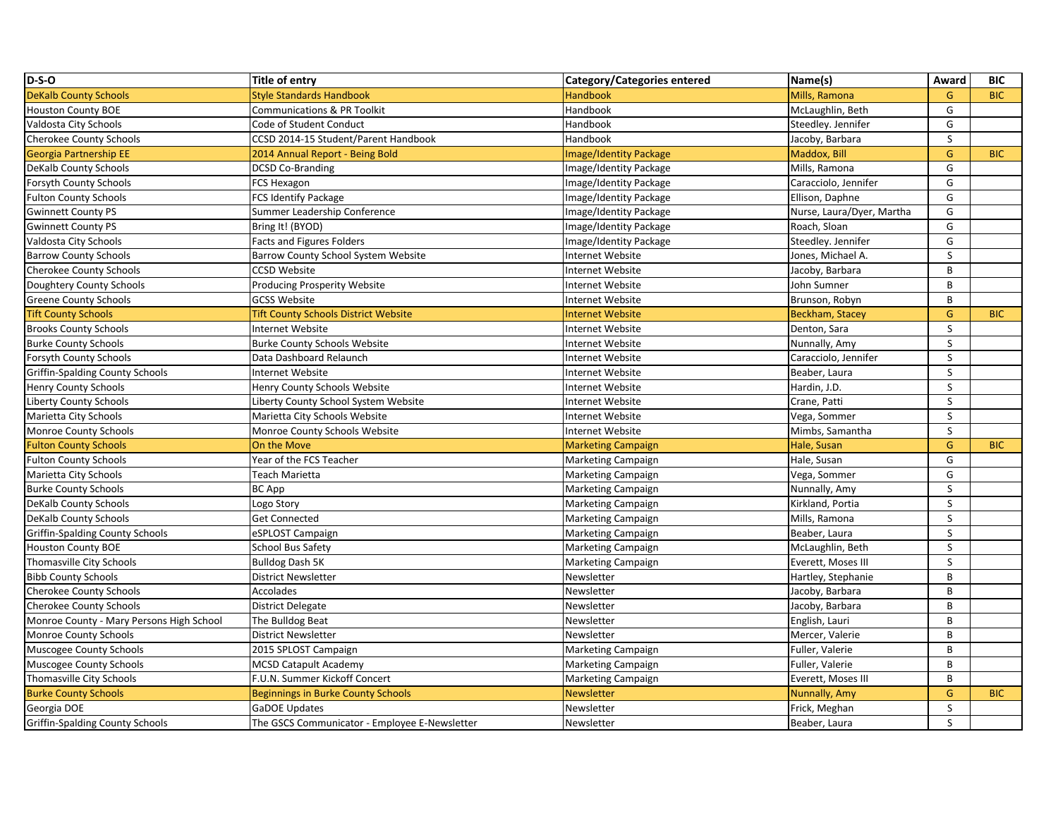| D-S-O | Title of entry | Category/Categories entered | Name(s) | Award | BIC |
|---|---|---|---|---|---|
| DeKalb County Schools | Style Standards Handbook | Handbook | Mills, Ramona | G | BIC |
| Houston County BOE | Communications & PR Toolkit | Handbook | McLaughlin, Beth | G | |
| Valdosta City Schools | Code of Student Conduct | Handbook | Steedley. Jennifer | G | |
| Cherokee County Schools | CCSD 2014-15 Student/Parent Handbook | Handbook | Jacoby, Barbara | S | |
| Georgia Partnership EE | 2014 Annual Report - Being Bold | Image/Identity Package | Maddox, Bill | G | BIC |
| DeKalb County Schools | DCSD Co-Branding | Image/Identity Package | Mills, Ramona | G | |
| Forsyth County Schools | FCS Hexagon | Image/Identity Package | Caracciolo, Jennifer | G | |
| Fulton County Schools | FCS Identify Package | Image/Identity Package | Ellison, Daphne | G | |
| Gwinnett County PS | Summer Leadership Conference | Image/Identity Package | Nurse, Laura/Dyer, Martha | G | |
| Gwinnett County PS | Bring It! (BYOD) | Image/Identity Package | Roach, Sloan | G | |
| Valdosta City Schools | Facts and Figures Folders | Image/Identity Package | Steedley. Jennifer | G | |
| Barrow County Schools | Barrow County School System Website | Internet Website | Jones, Michael A. | S | |
| Cherokee County Schools | CCSD Website | Internet Website | Jacoby, Barbara | B | |
| Doughtery County Schools | Producing Prosperity Website | Internet Website | John Sumner | B | |
| Greene County Schools | GCSS Website | Internet Website | Brunson, Robyn | B | |
| Tift County Schools | Tift County Schools District Website | Internet Website | Beckham, Stacey | G | BIC |
| Brooks County Schools | Internet Website | Internet Website | Denton, Sara | S | |
| Burke County Schools | Burke County Schools Website | Internet Website | Nunnally, Amy | S | |
| Forsyth County Schools | Data Dashboard Relaunch | Internet Website | Caracciolo, Jennifer | S | |
| Griffin-Spalding County Schools | Internet Website | Internet Website | Beaber, Laura | S | |
| Henry County Schools | Henry County Schools Website | Internet Website | Hardin, J.D. | S | |
| Liberty County Schools | Liberty County School System Website | Internet Website | Crane, Patti | S | |
| Marietta City Schools | Marietta City Schools Website | Internet Website | Vega, Sommer | S | |
| Monroe County Schools | Monroe County Schools Website | Internet Website | Mimbs, Samantha | S | |
| Fulton County Schools | On the Move | Marketing Campaign | Hale, Susan | G | BIC |
| Fulton County Schools | Year of the FCS Teacher | Marketing Campaign | Hale, Susan | G | |
| Marietta City Schools | Teach Marietta | Marketing Campaign | Vega, Sommer | G | |
| Burke County Schools | BC App | Marketing Campaign | Nunnally, Amy | S | |
| DeKalb County Schools | Logo Story | Marketing Campaign | Kirkland, Portia | S | |
| DeKalb County Schools | Get Connected | Marketing Campaign | Mills, Ramona | S | |
| Griffin-Spalding County Schools | eSPLOST Campaign | Marketing Campaign | Beaber, Laura | S | |
| Houston County BOE | School Bus Safety | Marketing Campaign | McLaughlin, Beth | S | |
| Thomasville City Schools | Bulldog Dash 5K | Marketing Campaign | Everett, Moses III | S | |
| Bibb County Schools | District Newsletter | Newsletter | Hartley, Stephanie | B | |
| Cherokee County Schools | Accolades | Newsletter | Jacoby, Barbara | B | |
| Cherokee County Schools | District Delegate | Newsletter | Jacoby, Barbara | B | |
| Monroe County - Mary Persons High School | The Bulldog Beat | Newsletter | English, Lauri | B | |
| Monroe County Schools | District Newsletter | Newsletter | Mercer, Valerie | B | |
| Muscogee County Schools | 2015 SPLOST Campaign | Marketing Campaign | Fuller, Valerie | B | |
| Muscogee County Schools | MCSD Catapult Academy | Marketing Campaign | Fuller, Valerie | B | |
| Thomasville City Schools | F.U.N. Summer Kickoff Concert | Marketing Campaign | Everett, Moses III | B | |
| Burke County Schools | Beginnings in Burke County Schools | Newsletter | Nunnally, Amy | G | BIC |
| Georgia DOE | GaDOE Updates | Newsletter | Frick, Meghan | S | |
| Griffin-Spalding County Schools | The GSCS Communicator - Employee E-Newsletter | Newsletter | Beaber, Laura | S | |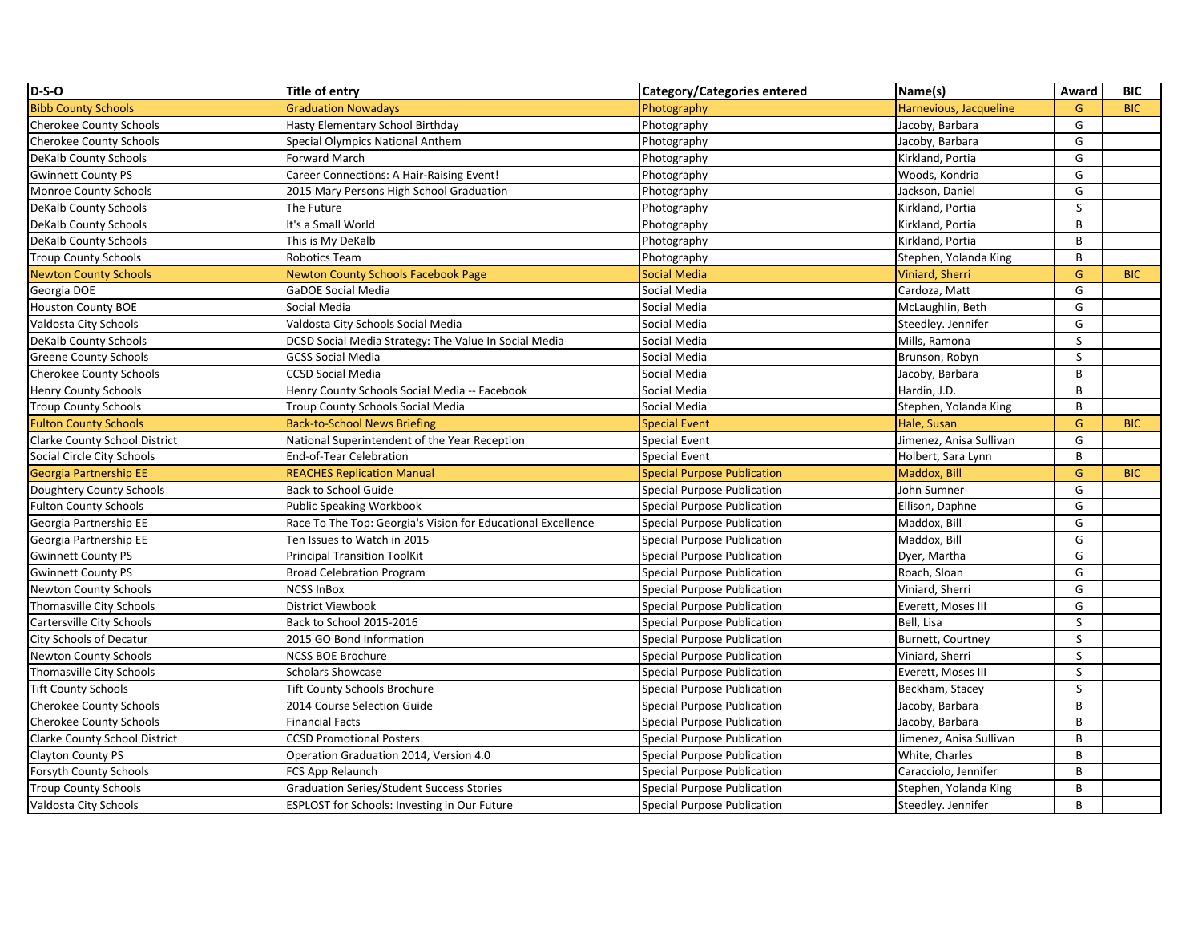| D-S-O | Title of entry | Category/Categories entered | Name(s) | Award | BIC |
|---|---|---|---|---|---|
| Bibb County Schools | Graduation Nowadays | Photography | Harnevious, Jacqueline | G | BIC |
| Cherokee County Schools | Hasty Elementary School Birthday | Photography | Jacoby, Barbara | G | |
| Cherokee County Schools | Special Olympics National Anthem | Photography | Jacoby, Barbara | G | |
| DeKalb County Schools | Forward March | Photography | Kirkland, Portia | G | |
| Gwinnett County PS | Career Connections: A Hair-Raising Event! | Photography | Woods, Kondria | G | |
| Monroe County Schools | 2015 Mary Persons High School Graduation | Photography | Jackson, Daniel | G | |
| DeKalb County Schools | The Future | Photography | Kirkland, Portia | S | |
| DeKalb County Schools | It's a Small World | Photography | Kirkland, Portia | B | |
| DeKalb County Schools | This is My DeKalb | Photography | Kirkland, Portia | B | |
| Troup County Schools | Robotics Team | Photography | Stephen, Yolanda King | B | |
| Newton County Schools | Newton County Schools Facebook Page | Social Media | Viniard, Sherri | G | BIC |
| Georgia DOE | GaDOE Social Media | Social Media | Cardoza, Matt | G | |
| Houston County BOE | Social Media | Social Media | McLaughlin, Beth | G | |
| Valdosta City Schools | Valdosta City Schools Social Media | Social Media | Steedley. Jennifer | G | |
| DeKalb County Schools | DCSD Social Media Strategy: The Value In Social Media | Social Media | Mills, Ramona | S | |
| Greene County Schools | GCSS Social Media | Social Media | Brunson, Robyn | S | |
| Cherokee County Schools | CCSD Social Media | Social Media | Jacoby, Barbara | B | |
| Henry County Schools | Henry County Schools Social Media -- Facebook | Social Media | Hardin, J.D. | B | |
| Troup County Schools | Troup County Schools Social Media | Social Media | Stephen, Yolanda King | B | |
| Fulton County Schools | Back-to-School News Briefing | Special Event | Hale, Susan | G | BIC |
| Clarke County School District | National Superintendent of the Year Reception | Special Event | Jimenez, Anisa Sullivan | G | |
| Social Circle City Schools | End-of-Tear Celebration | Special Event | Holbert, Sara Lynn | B | |
| Georgia Partnership EE | REACHES Replication Manual | Special Purpose Publication | Maddox, Bill | G | BIC |
| Doughtery County Schools | Back to School Guide | Special Purpose Publication | John Sumner | G | |
| Fulton County Schools | Public Speaking Workbook | Special Purpose Publication | Ellison, Daphne | G | |
| Georgia Partnership EE | Race To The Top: Georgia's Vision for Educational Excellence | Special Purpose Publication | Maddox, Bill | G | |
| Georgia Partnership EE | Ten Issues to Watch in 2015 | Special Purpose Publication | Maddox, Bill | G | |
| Gwinnett County PS | Principal Transition ToolKit | Special Purpose Publication | Dyer, Martha | G | |
| Gwinnett County PS | Broad Celebration Program | Special Purpose Publication | Roach, Sloan | G | |
| Newton County Schools | NCSS InBox | Special Purpose Publication | Viniard, Sherri | G | |
| Thomasville City Schools | District Viewbook | Special Purpose Publication | Everett, Moses III | G | |
| Cartersville City Schools | Back to School 2015-2016 | Special Purpose Publication | Bell, Lisa | S | |
| City Schools of Decatur | 2015 GO Bond Information | Special Purpose Publication | Burnett, Courtney | S | |
| Newton County Schools | NCSS BOE Brochure | Special Purpose Publication | Viniard, Sherri | S | |
| Thomasville City Schools | Scholars Showcase | Special Purpose Publication | Everett, Moses III | S | |
| Tift County Schools | Tift County Schools Brochure | Special Purpose Publication | Beckham, Stacey | S | |
| Cherokee County Schools | 2014 Course Selection Guide | Special Purpose Publication | Jacoby, Barbara | B | |
| Cherokee County Schools | Financial Facts | Special Purpose Publication | Jacoby, Barbara | B | |
| Clarke County School District | CCSD Promotional Posters | Special Purpose Publication | Jimenez, Anisa Sullivan | B | |
| Clayton County PS | Operation Graduation 2014, Version 4.0 | Special Purpose Publication | White, Charles | B | |
| Forsyth County Schools | FCS App Relaunch | Special Purpose Publication | Caracciolo, Jennifer | B | |
| Troup County Schools | Graduation Series/Student Success Stories | Special Purpose Publication | Stephen, Yolanda King | B | |
| Valdosta City Schools | ESPLOST for Schools: Investing in Our Future | Special Purpose Publication | Steedley. Jennifer | B | |